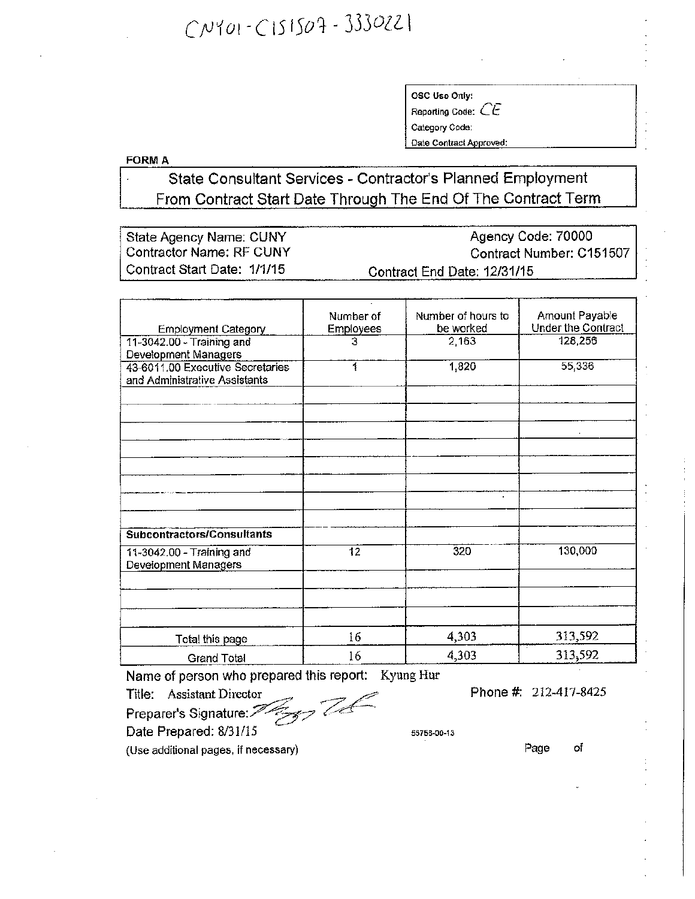CN401-C151507-3330221

| OSC Use Only: |
|---|
| Reporting Code: CE |
| Category Code: |
| Date Contract Approved: |

**FORM A**

## State Consultant Services - Contractor's Planned Employment From Contract Start Date Through The End Of The Contract Term

State Agency Name: CUNY
Agency Code: 70000
Contractor Name: RF CUNY
Contract Number: C151507
Contract Start Date: 1/1/15
Contract End Date: 12/31/15

| Employment Category | Number of Employees | Number of hours to be worked | Amount Payable Under the Contract |
|---|---|---|---|
| 11-3042.00 - Training and Development Managers | 3 | 2,163 | 128,256 |
| 43-6011.00 Executive Secretaries and Administrative Assistants | 1 | 1,820 | 55,336 |
| | | | |
| | | | |
| | | | |
| | | | |
| | | | |
| | | | |
| | | | |
| | | | |
| **Subcontractors/Consultants** | | | |
| 11-3042.00 - Training and Development Managers | 12 | 320 | 130,000 |
| | | | |
| | | | |
| | | | |
| Total this page | 16 | 4,303 | 313,592 |
| Grand Total | 16 | 4,303 | 313,592 |

Name of person who prepared this report: Kyung Hur

Title: Assistant Director

Phone #: 212-417-8425

Preparer's Signature:

Date Prepared: 8/31/15

55758-00-13

(Use additional pages, if necessary)

Page of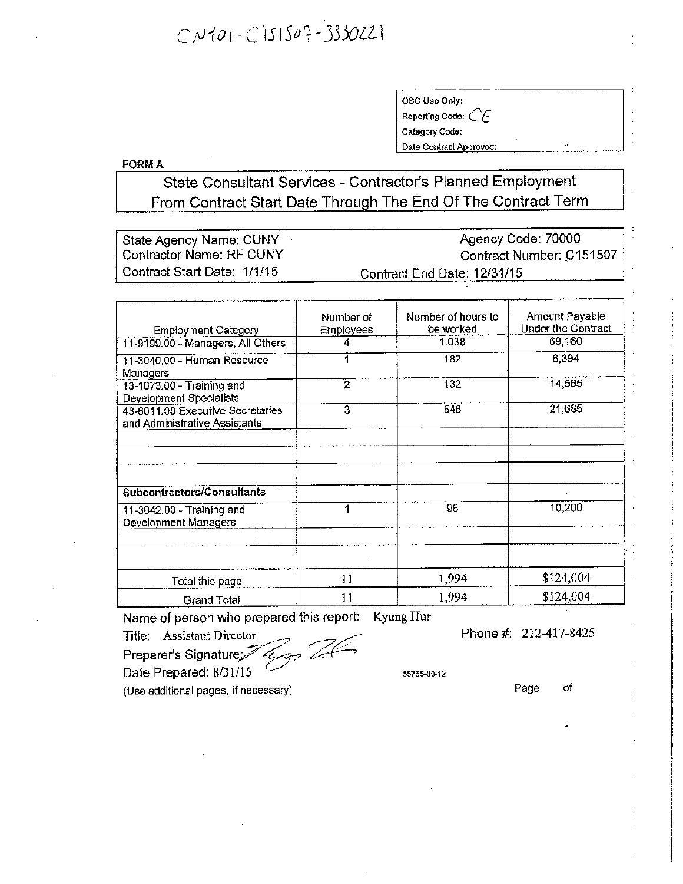CN101-C151507-3330221

| OSC Use Only: |
| --- |
| Reporting Code: CE |
| Category Code: |
| Date Contract Approved: |

**FORM A**

## State Consultant Services - Contractor's Planned Employment From Contract Start Date Through The End Of The Contract Term

| | |
| --- | --- |
| State Agency Name: CUNY | Agency Code: 70000 |
| Contractor Name: RF CUNY | Contract Number: C151507 |
| Contract Start Date: 1/1/15 | Contract End Date: 12/31/15 |

| Employment Category | Number of Employees | Number of hours to be worked | Amount Payable Under the Contract |
| --- | --- | --- | --- |
| 11-9199.00 - Managers, All Others | 4 | 1,038 | 69,160 |
| 11-3040.00 - Human Resource Managers | 1 | 182 | 8,394 |
| 13-1073.00 - Training and Development Specialists | 2 | 132 | 14,565 |
| 43-6011.00 Executive Secretaries and Administrative Assistants | 3 | 546 | 21,685 |
| | | | |
| | | | |
| | | | |
| **Subcontractors/Consultants** | | | |
| 11-3042.00 - Training and Development Managers | 1 | 96 | 10,200 |
| | | | |
| | | | |
| Total this page | 11 | 1,994 | $124,004 |
| Grand Total | 11 | 1,994 | $124,004 |

Name of person who prepared this report: Kyung Hur

Title: Assistant Director

Phone #: 212-417-8425

Preparer's Signature: [signature]

Date Prepared: 8/31/15

55765-00-12

(Use additional pages, if necessary)

Page of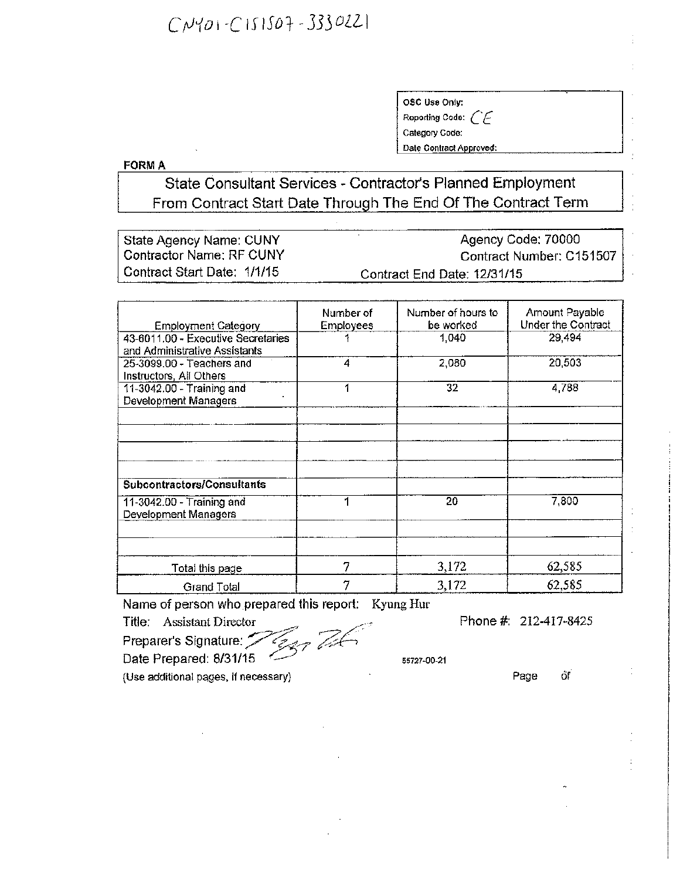CNY01-C151507-3330221

OSC Use Only:
Reporting Code: CE
Category Code:
Date Contract Approved:

**FORM A**

## State Consultant Services - Contractor's Planned Employment From Contract Start Date Through The End Of The Contract Term

State Agency Name: CUNY | Agency Code: 70000
Contractor Name: RF CUNY | Contract Number: C151507
Contract Start Date: 1/1/15 | Contract End Date: 12/31/15

| Employment Category | Number of Employees | Number of hours to be worked | Amount Payable Under the Contract |
|---|---|---|---|
| 43-6011.00 - Executive Secretaries and Administrative Assistants | 1 | 1,040 | 29,494 |
| 25-3099.00 - Teachers and Instructors, All Others | 4 | 2,080 | 20,503 |
| 11-3042.00 - Training and Development Managers | 1 | 32 | 4,788 |
| | | | |
| | | | |
| | | | |
| | | | |
| **Subcontractors/Consultants** | | | |
| 11-3042.00 - Training and Development Managers | 1 | 20 | 7,800 |
| | | | |
| | | | |
| Total this page | 7 | 3,172 | 62,585 |
| Grand Total | 7 | 3,172 | 62,585 |

Name of person who prepared this report: Kyung Hur

Title: Assistant Director | Phone #: 212-417-8425

Preparer's Signature: [signature]

Date Prepared: 8/31/15

55727-00-21

(Use additional pages, if necessary) | Page of